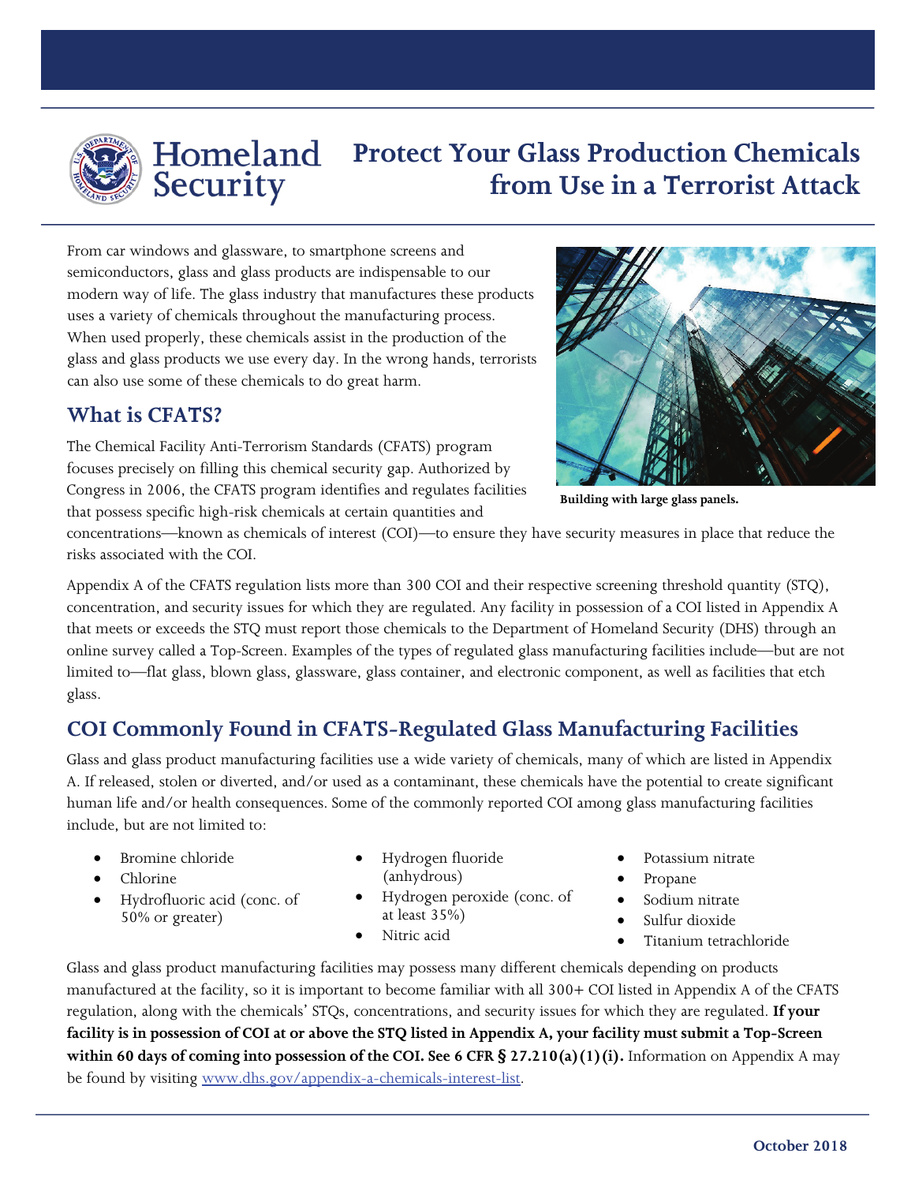# Protect Your Glass Production Chemicals from Use in a Terrorist Attack

From car windows and glassware, to smartphone screens and semiconductors, glass and glass products are indispensable to our modern way of life. The glass industry that manufactures these products uses a variety of chemicals throughout the manufacturing process. When used properly, these chemicals assist in the production of the glass and glass products we use every day. In the wrong hands, terrorists can also use some of these chemicals to do great harm.

Building with large glass panels.

## What is CFATS?

The Chemical Facility Anti-Terrorism Standards (CFATS) program focuses precisely on filling this chemical security gap. Authorized by Congress in 2006, the CFATS program identifies and regulates facilities that possess specific high-risk chemicals at certain quantities and concentrations—known as chemicals of interest (COI)—to ensure they have security measures in place that reduce the risks associated with the COI.

Appendix A of the CFATS regulation lists more than 300 COI and their respective screening threshold quantity (STQ), concentration, and security issues for which they are regulated. Any facility in possession of a COI listed in Appendix A that meets or exceeds the STQ must report those chemicals to the Department of Homeland Security (DHS) through an online survey called a Top-Screen. Examples of the types of regulated glass manufacturing facilities include—but are not limited to—flat glass, blown glass, glassware, glass container, and electronic component, as well as facilities that etch glass.

## COI Commonly Found in CFATS-Regulated Glass Manufacturing Facilities

Glass and glass product manufacturing facilities use a wide variety of chemicals, many of which are listed in Appendix A. If released, stolen or diverted, and/or used as a contaminant, these chemicals have the potential to create significant human life and/or health consequences. Some of the commonly reported COI among glass manufacturing facilities include, but are not limited to:

- Bromine chloride
- Chlorine
- Hydrofluoric acid (conc. of 50% or greater)
- Hydrogen fluoride (anhydrous)
- Hydrogen peroxide (conc. of at least 35%)
- Nitric acid
- Potassium nitrate
- Propane
- Sodium nitrate
- Sulfur dioxide
- Titanium tetrachloride

Glass and glass product manufacturing facilities may possess many different chemicals depending on products manufactured at the facility, so it is important to become familiar with all 300+ COI listed in Appendix A of the CFATS regulation, along with the chemicals' STQs, concentrations, and security issues for which they are regulated. **If your facility is in possession of COI at or above the STQ listed in Appendix A, your facility must submit a Top-Screen within 60 days of coming into possession of the COI. See 6 CFR § 27.210(a)(1)(i).** Information on Appendix A may be found by visiting [www.dhs.gov/appendix-a-chemicals-interest-list](www.dhs.gov/appendix-a-chemicals-interest-list).

October 2018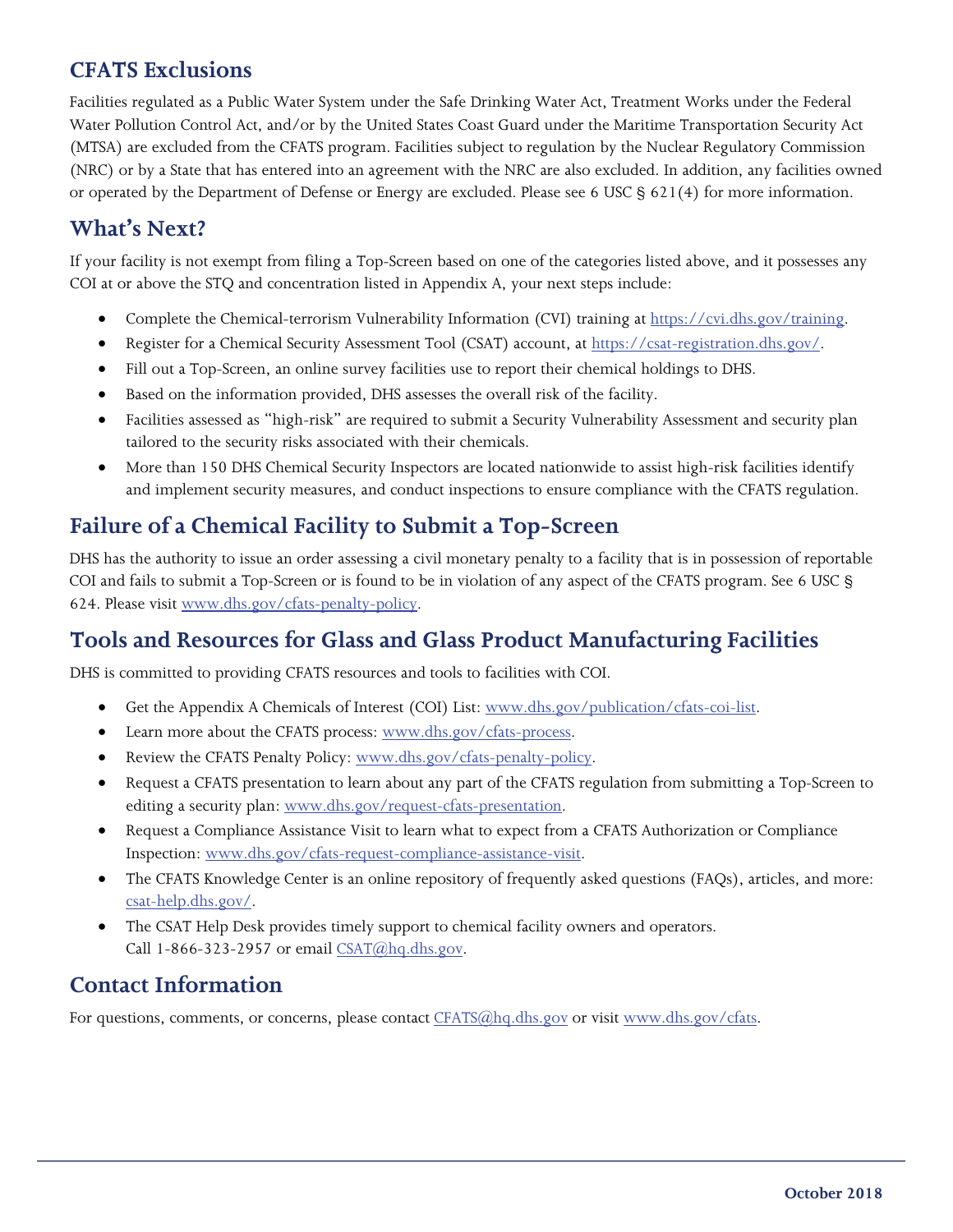## CFATS Exclusions

Facilities regulated as a Public Water System under the Safe Drinking Water Act, Treatment Works under the Federal Water Pollution Control Act, and/or by the United States Coast Guard under the Maritime Transportation Security Act (MTSA) are excluded from the CFATS program. Facilities subject to regulation by the Nuclear Regulatory Commission (NRC) or by a State that has entered into an agreement with the NRC are also excluded. In addition, any facilities owned or operated by the Department of Defense or Energy are excluded. Please see 6 USC § 621(4) for more information.

## What's Next?

If your facility is not exempt from filing a Top-Screen based on one of the categories listed above, and it possesses any COI at or above the STQ and concentration listed in Appendix A, your next steps include:

- Complete the Chemical-terrorism Vulnerability Information (CVI) training at https://cvi.dhs.gov/training.
- Register for a Chemical Security Assessment Tool (CSAT) account, at https://csat-registration.dhs.gov/.
- Fill out a Top-Screen, an online survey facilities use to report their chemical holdings to DHS.
- Based on the information provided, DHS assesses the overall risk of the facility.
- Facilities assessed as "high-risk" are required to submit a Security Vulnerability Assessment and security plan tailored to the security risks associated with their chemicals.
- More than 150 DHS Chemical Security Inspectors are located nationwide to assist high-risk facilities identify and implement security measures, and conduct inspections to ensure compliance with the CFATS regulation.

## Failure of a Chemical Facility to Submit a Top-Screen

DHS has the authority to issue an order assessing a civil monetary penalty to a facility that is in possession of reportable COI and fails to submit a Top-Screen or is found to be in violation of any aspect of the CFATS program. See 6 USC § 624. Please visit www.dhs.gov/cfats-penalty-policy.

## Tools and Resources for Glass and Glass Product Manufacturing Facilities

DHS is committed to providing CFATS resources and tools to facilities with COI.

- Get the Appendix A Chemicals of Interest (COI) List: www.dhs.gov/publication/cfats-coi-list.
- Learn more about the CFATS process: www.dhs.gov/cfats-process.
- Review the CFATS Penalty Policy: www.dhs.gov/cfats-penalty-policy.
- Request a CFATS presentation to learn about any part of the CFATS regulation from submitting a Top-Screen to editing a security plan: www.dhs.gov/request-cfats-presentation.
- Request a Compliance Assistance Visit to learn what to expect from a CFATS Authorization or Compliance Inspection: www.dhs.gov/cfats-request-compliance-assistance-visit.
- The CFATS Knowledge Center is an online repository of frequently asked questions (FAQs), articles, and more: csat-help.dhs.gov/.
- The CSAT Help Desk provides timely support to chemical facility owners and operators.  
  Call 1-866-323-2957 or email CSAT@hq.dhs.gov.

## Contact Information

For questions, comments, or concerns, please contact CFATS@hq.dhs.gov or visit www.dhs.gov/cfats.

October 2018